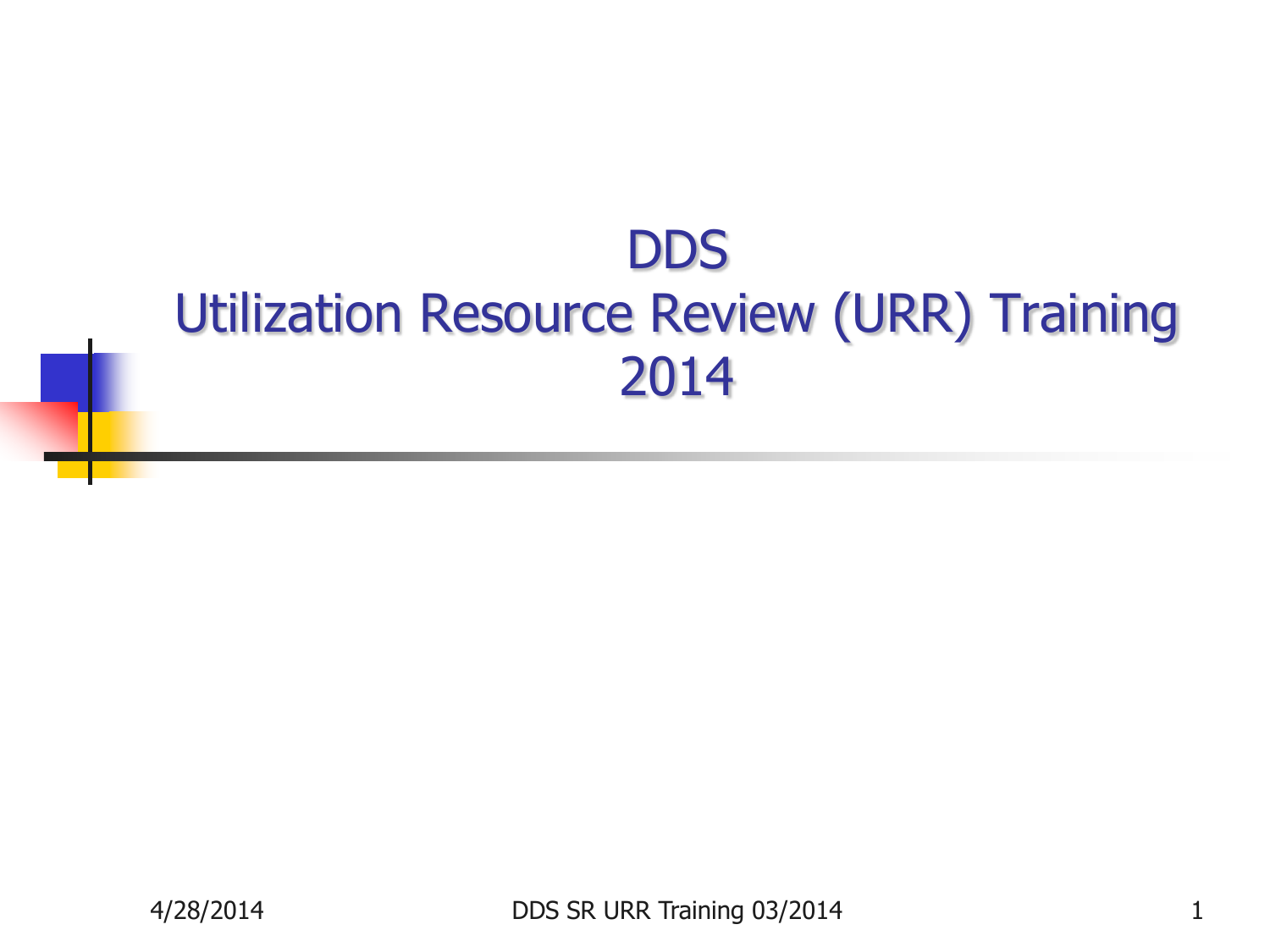# DDS
# Utilization Resource Review (URR) Training
# 2014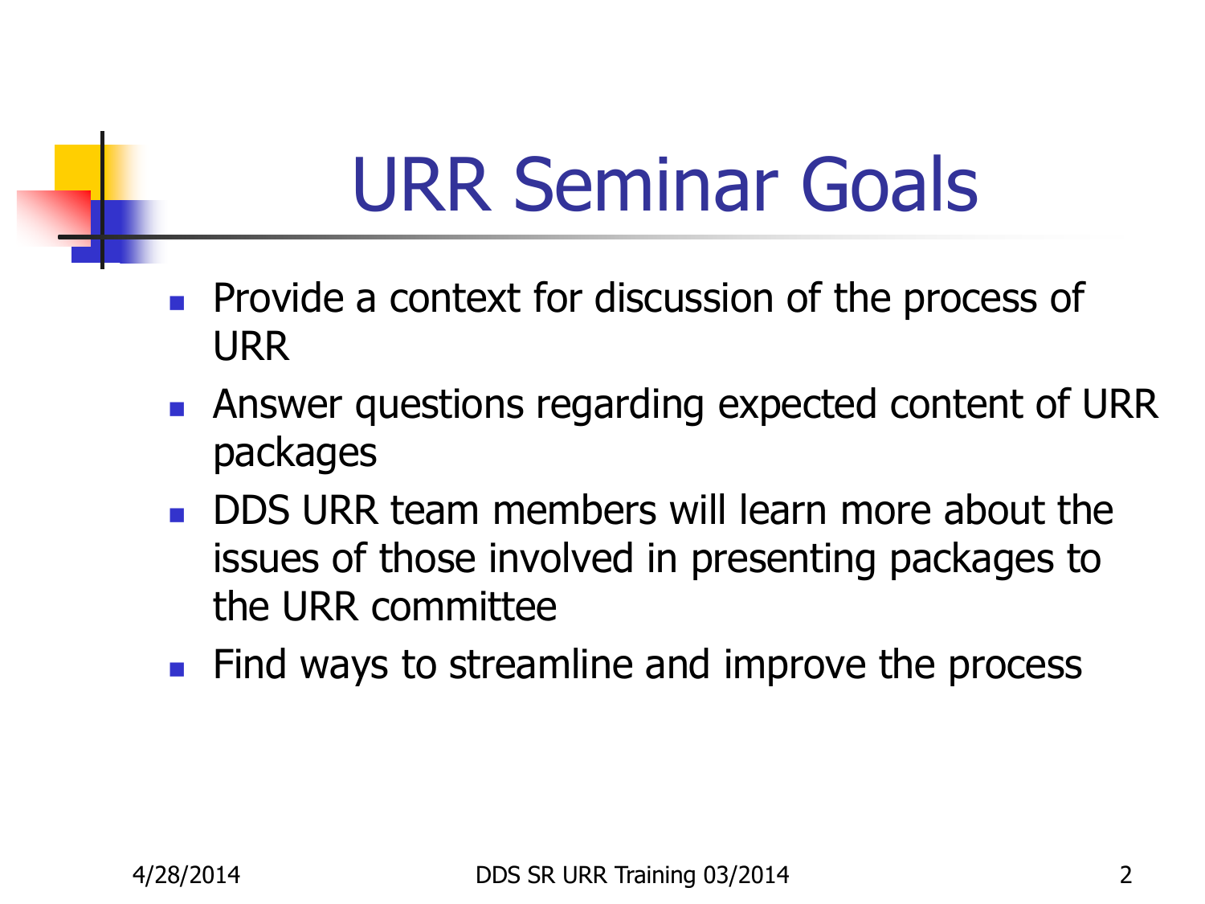# URR Seminar Goals

- Provide a context for discussion of the process of URR
- Answer questions regarding expected content of URR packages
- DDS URR team members will learn more about the issues of those involved in presenting packages to the URR committee
- Find ways to streamline and improve the process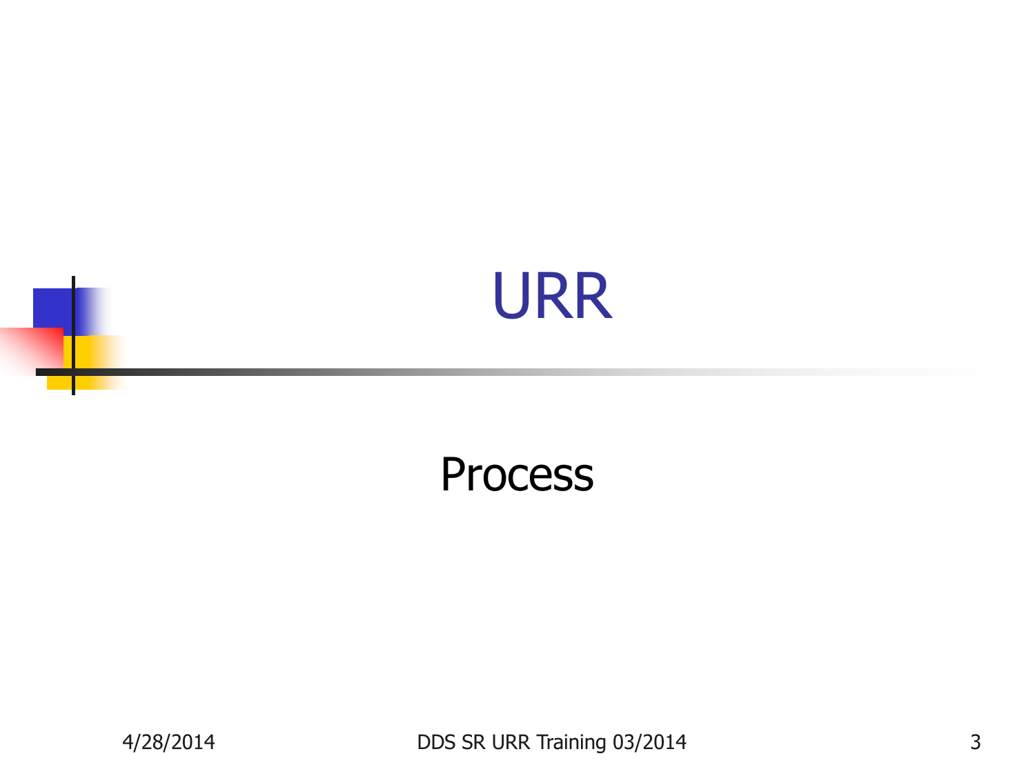# URR

Process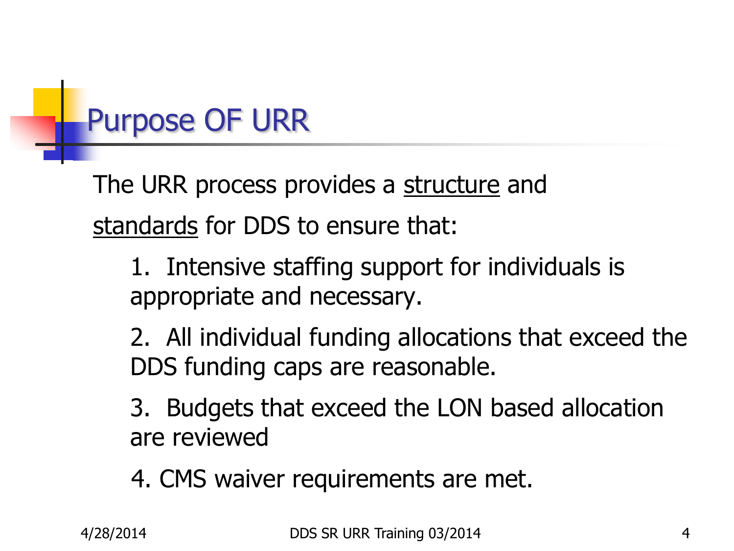# Purpose OF URR

The URR process provides a <u>structure</u> and <u>standards</u> for DDS to ensure that:

1. Intensive staffing support for individuals is appropriate and necessary.

2. All individual funding allocations that exceed the DDS funding caps are reasonable.

3. Budgets that exceed the LON based allocation are reviewed

4. CMS waiver requirements are met.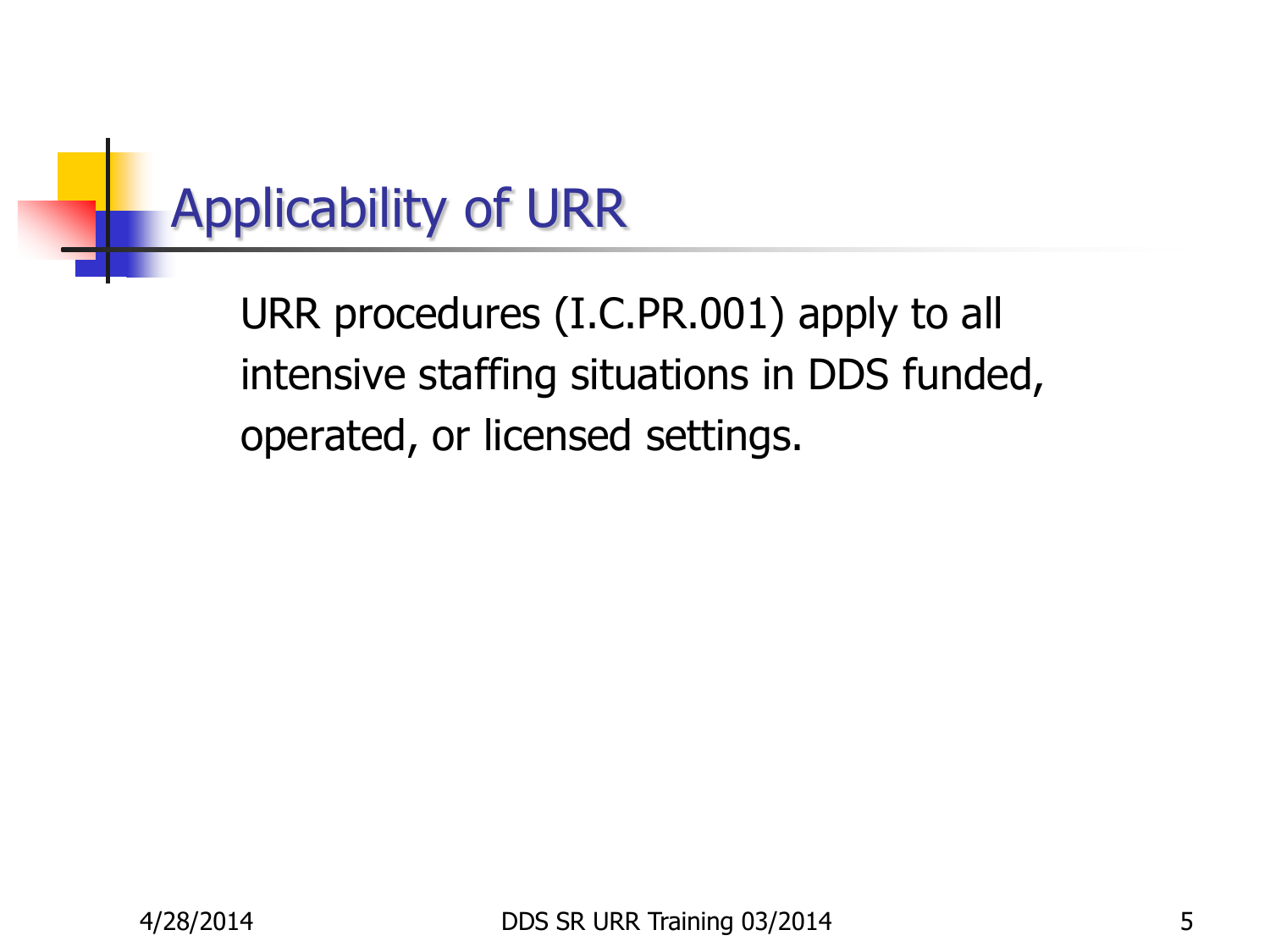# Applicability of URR

URR procedures (I.C.PR.001) apply to all intensive staffing situations in DDS funded, operated, or licensed settings.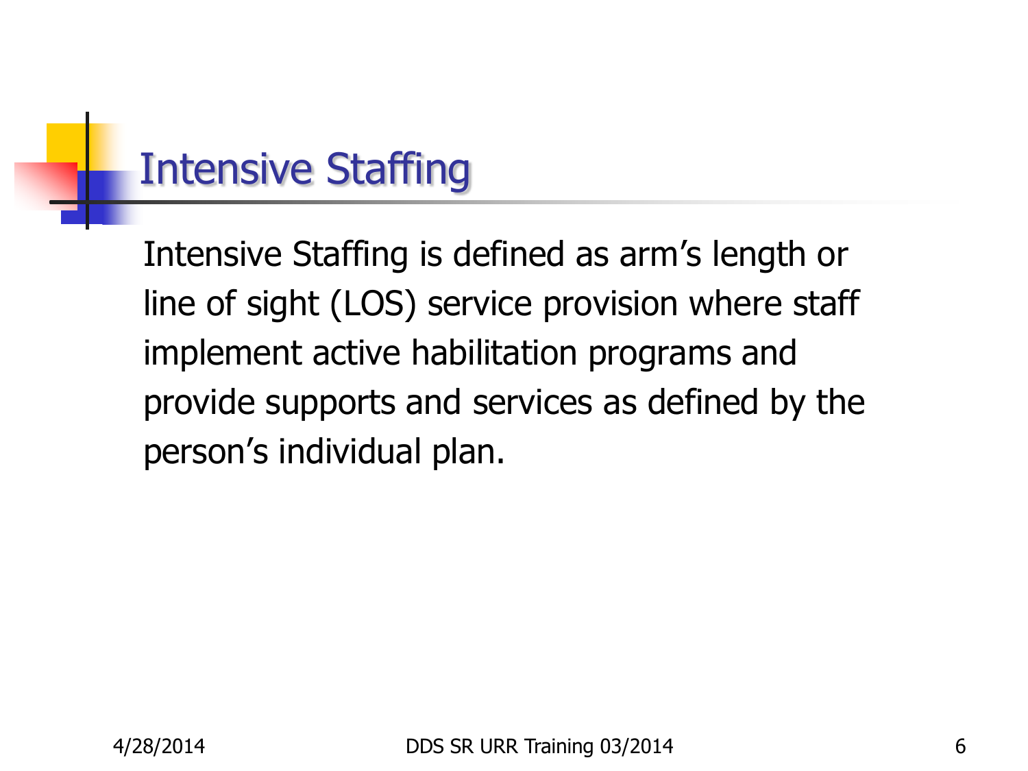# Intensive Staffing

Intensive Staffing is defined as arm's length or line of sight (LOS) service provision where staff implement active habilitation programs and provide supports and services as defined by the person's individual plan.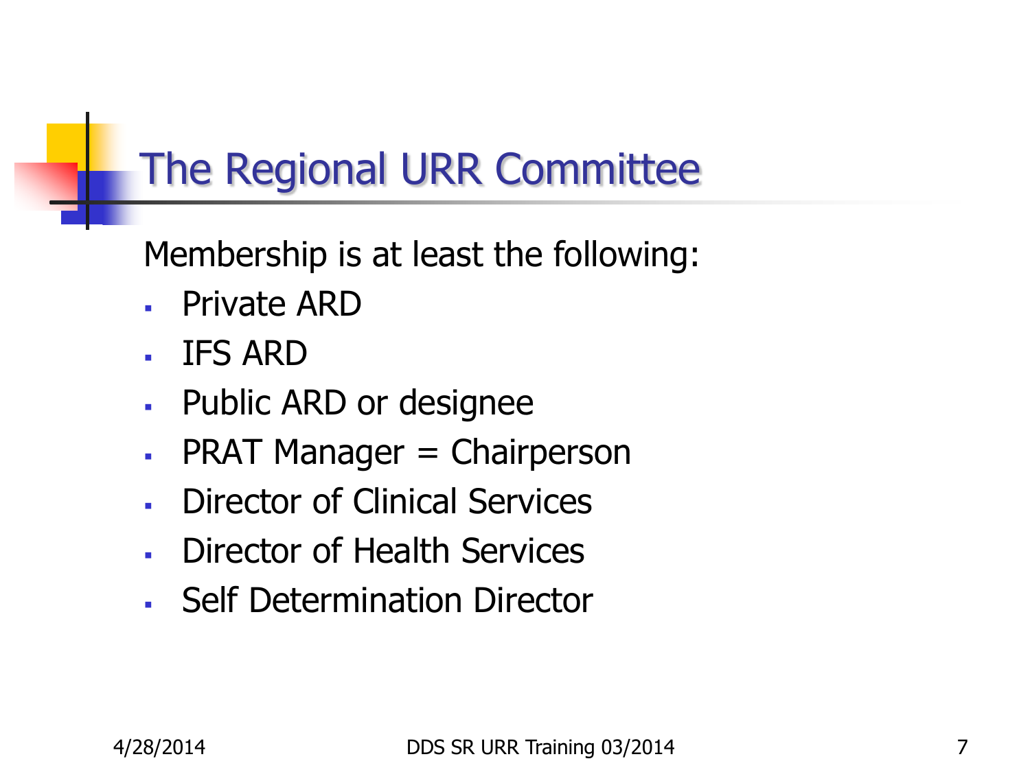# The Regional URR Committee

Membership is at least the following:

- Private ARD
- IFS ARD
- Public ARD or designee
- PRAT Manager = Chairperson
- Director of Clinical Services
- Director of Health Services
- Self Determination Director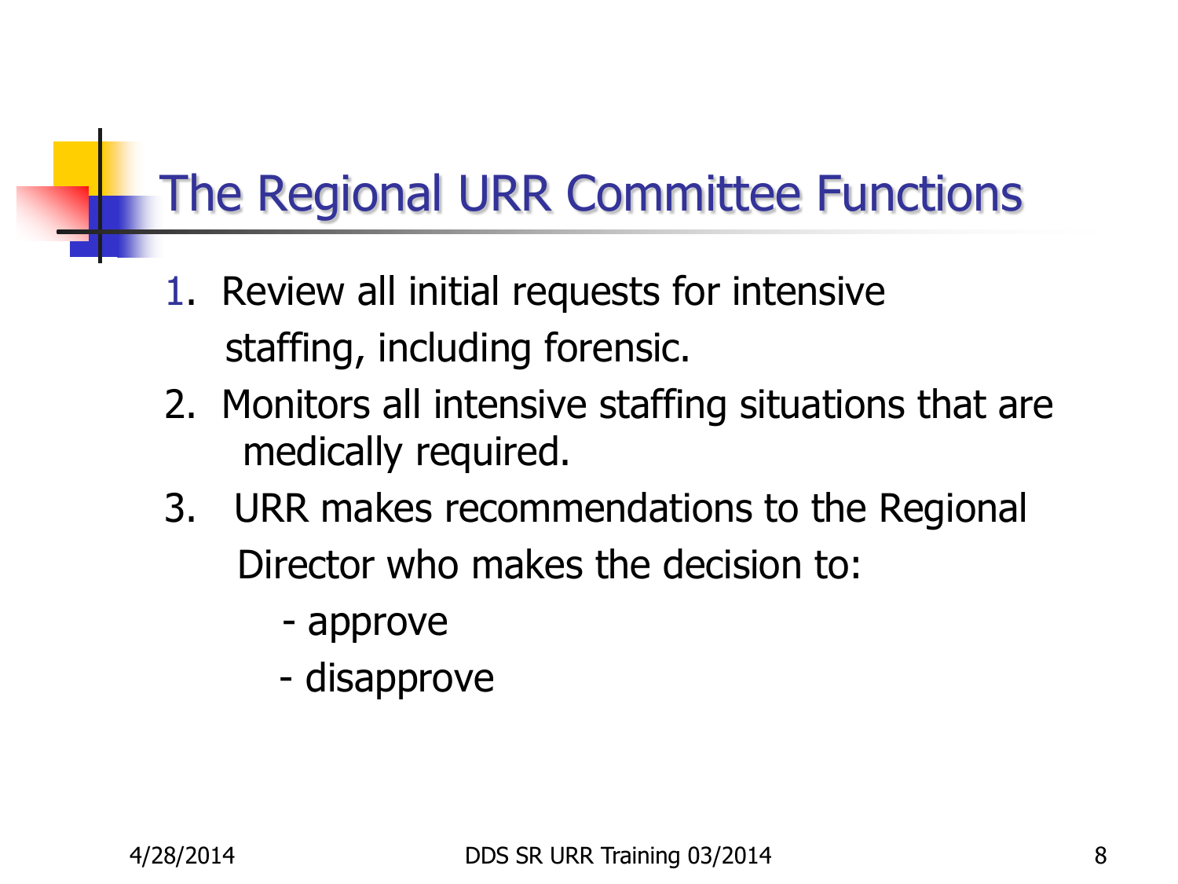# The Regional URR Committee Functions

1. Review all initial requests for intensive staffing, including forensic.
2. Monitors all intensive staffing situations that are medically required.
3. URR makes recommendations to the Regional Director who makes the decision to:
   - approve
   - disapprove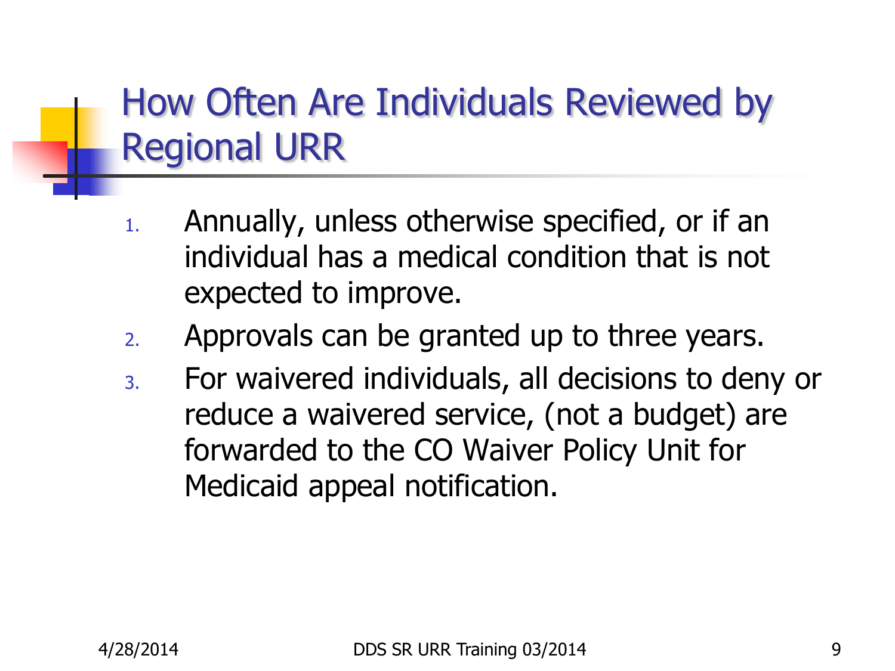# How Often Are Individuals Reviewed by Regional URR

1. Annually, unless otherwise specified, or if an individual has a medical condition that is not expected to improve.
2. Approvals can be granted up to three years.
3. For waivered individuals, all decisions to deny or reduce a waivered service, (not a budget) are forwarded to the CO Waiver Policy Unit for Medicaid appeal notification.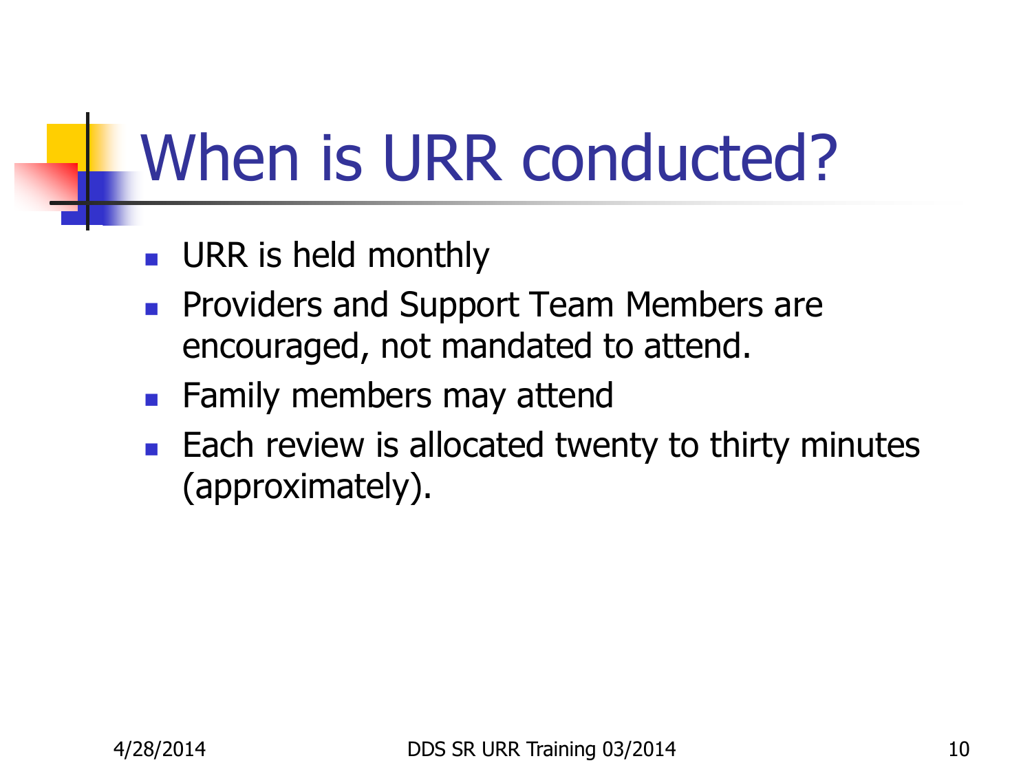# When is URR conducted?

- URR is held monthly
- Providers and Support Team Members are encouraged, not mandated to attend.
- Family members may attend
- Each review is allocated twenty to thirty minutes (approximately).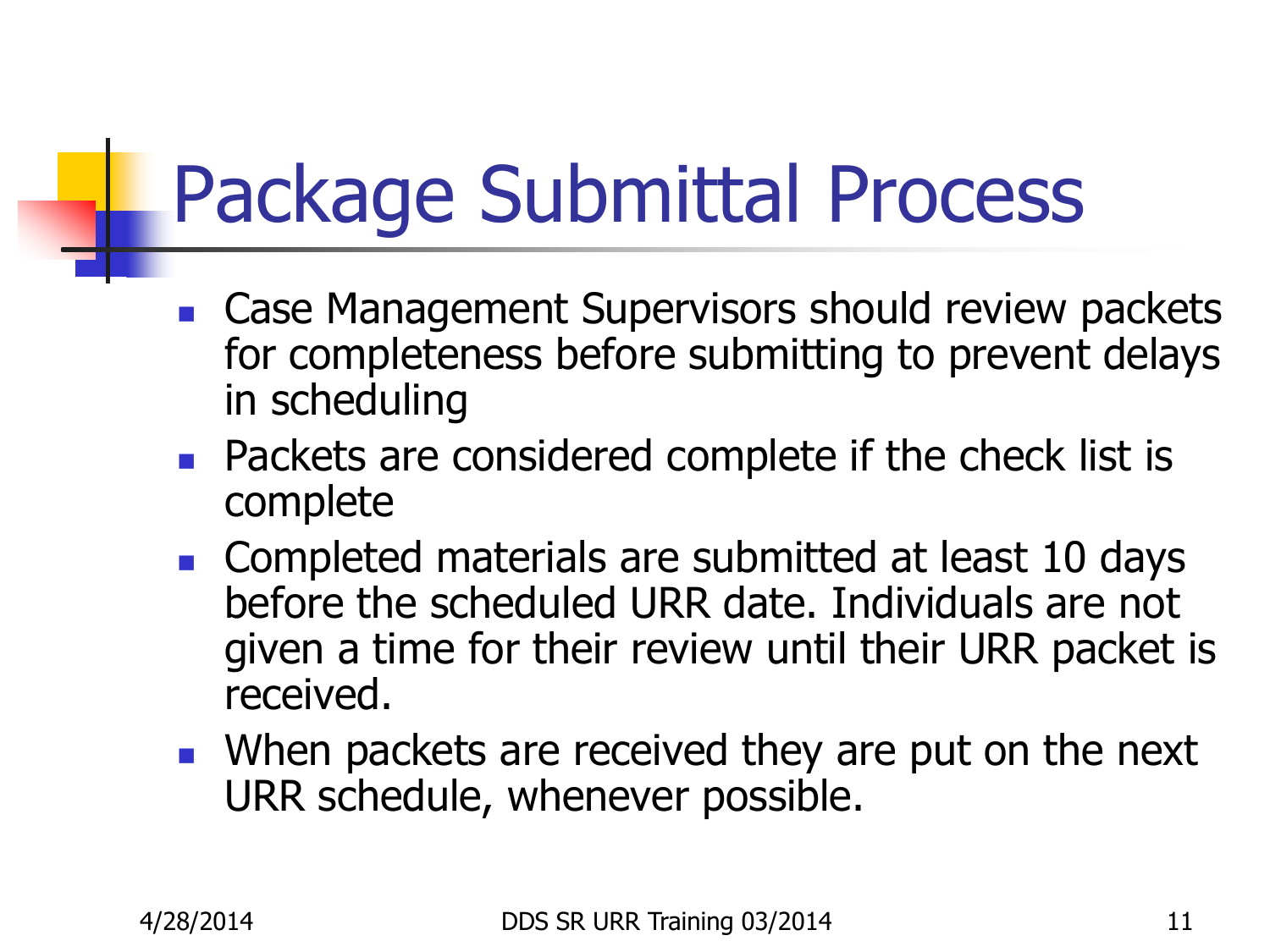# Package Submittal Process

- Case Management Supervisors should review packets for completeness before submitting to prevent delays in scheduling
- Packets are considered complete if the check list is complete
- Completed materials are submitted at least 10 days before the scheduled URR date. Individuals are not given a time for their review until their URR packet is received.
- When packets are received they are put on the next URR schedule, whenever possible.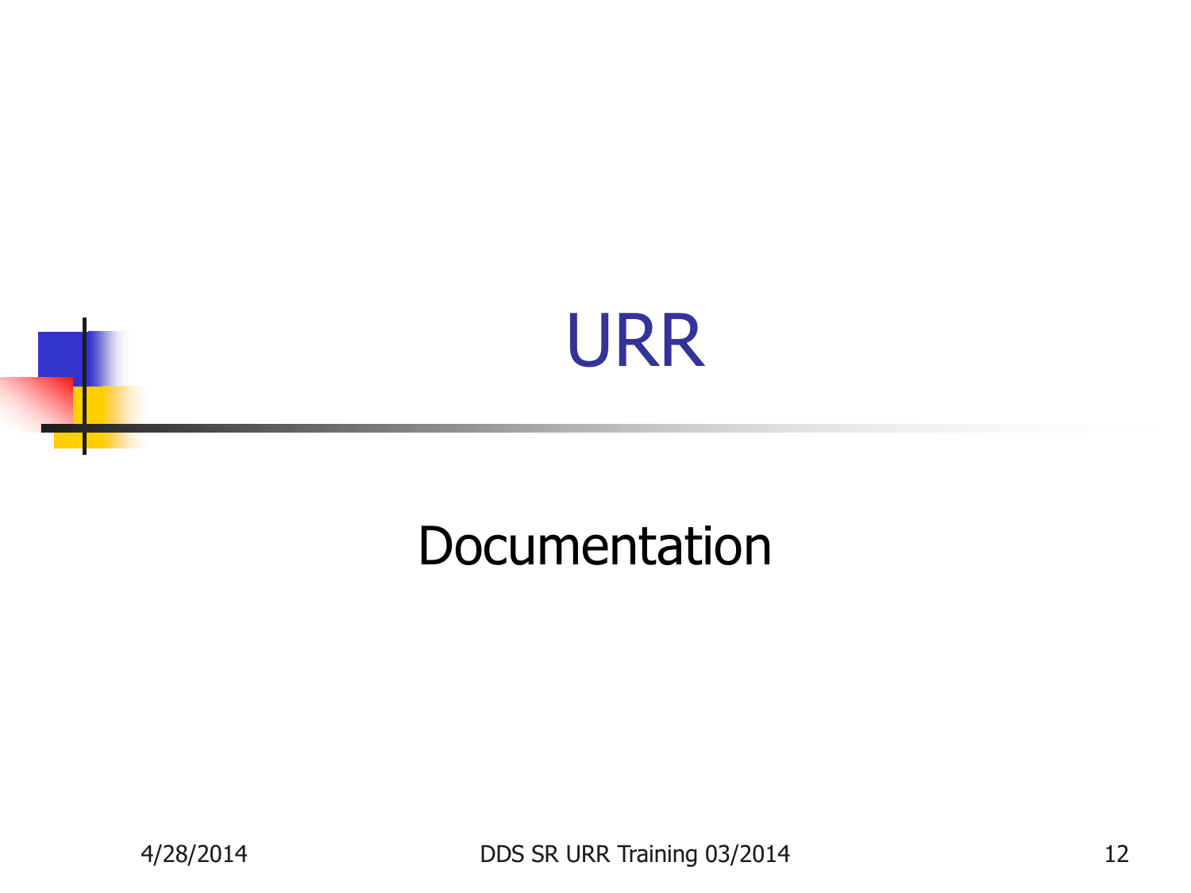# URR

Documentation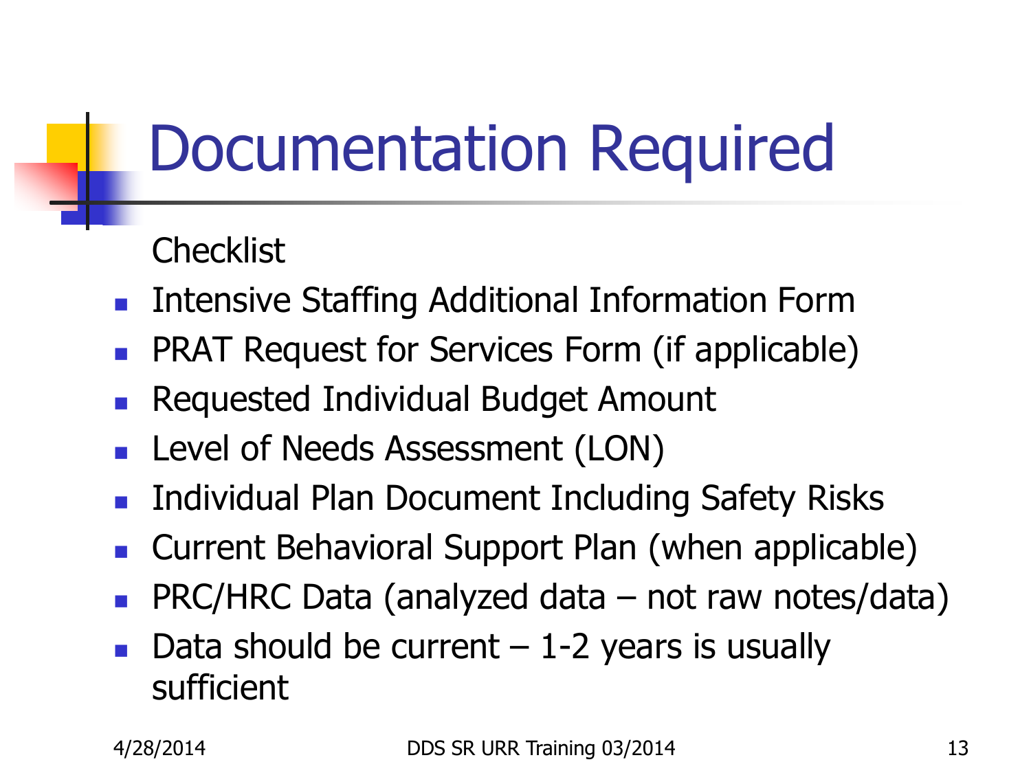# Documentation Required

Checklist

- Intensive Staffing Additional Information Form
- PRAT Request for Services Form (if applicable)
- Requested Individual Budget Amount
- Level of Needs Assessment (LON)
- Individual Plan Document Including Safety Risks
- Current Behavioral Support Plan (when applicable)
- PRC/HRC Data (analyzed data – not raw notes/data)
- Data should be current – 1-2 years is usually sufficient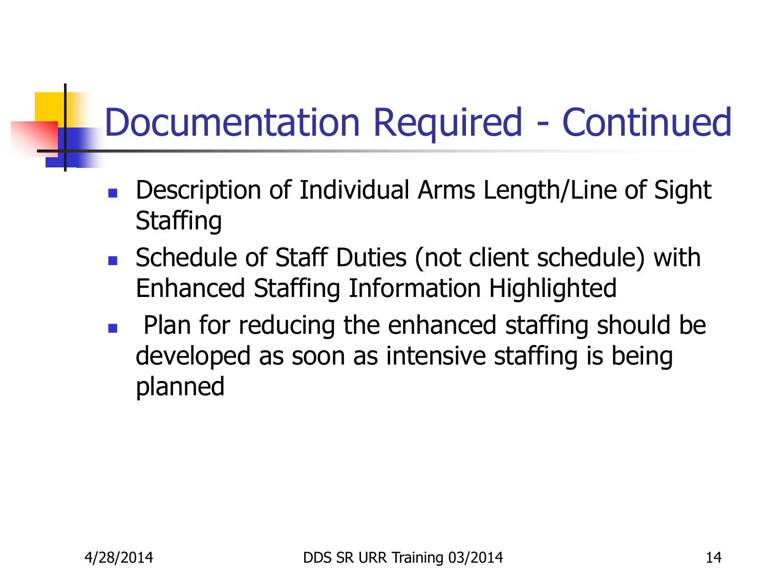# Documentation Required - Continued

- Description of Individual Arms Length/Line of Sight Staffing
- Schedule of Staff Duties (not client schedule) with Enhanced Staffing Information Highlighted
- Plan for reducing the enhanced staffing should be developed as soon as intensive staffing is being planned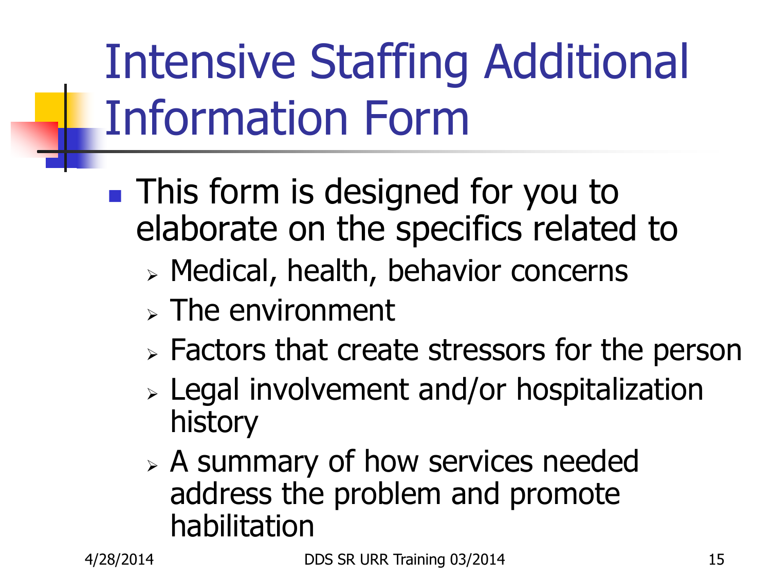# Intensive Staffing Additional Information Form

- This form is designed for you to elaborate on the specifics related to
  - Medical, health, behavior concerns
  - The environment
  - Factors that create stressors for the person
  - Legal involvement and/or hospitalization history
  - A summary of how services needed address the problem and promote habilitation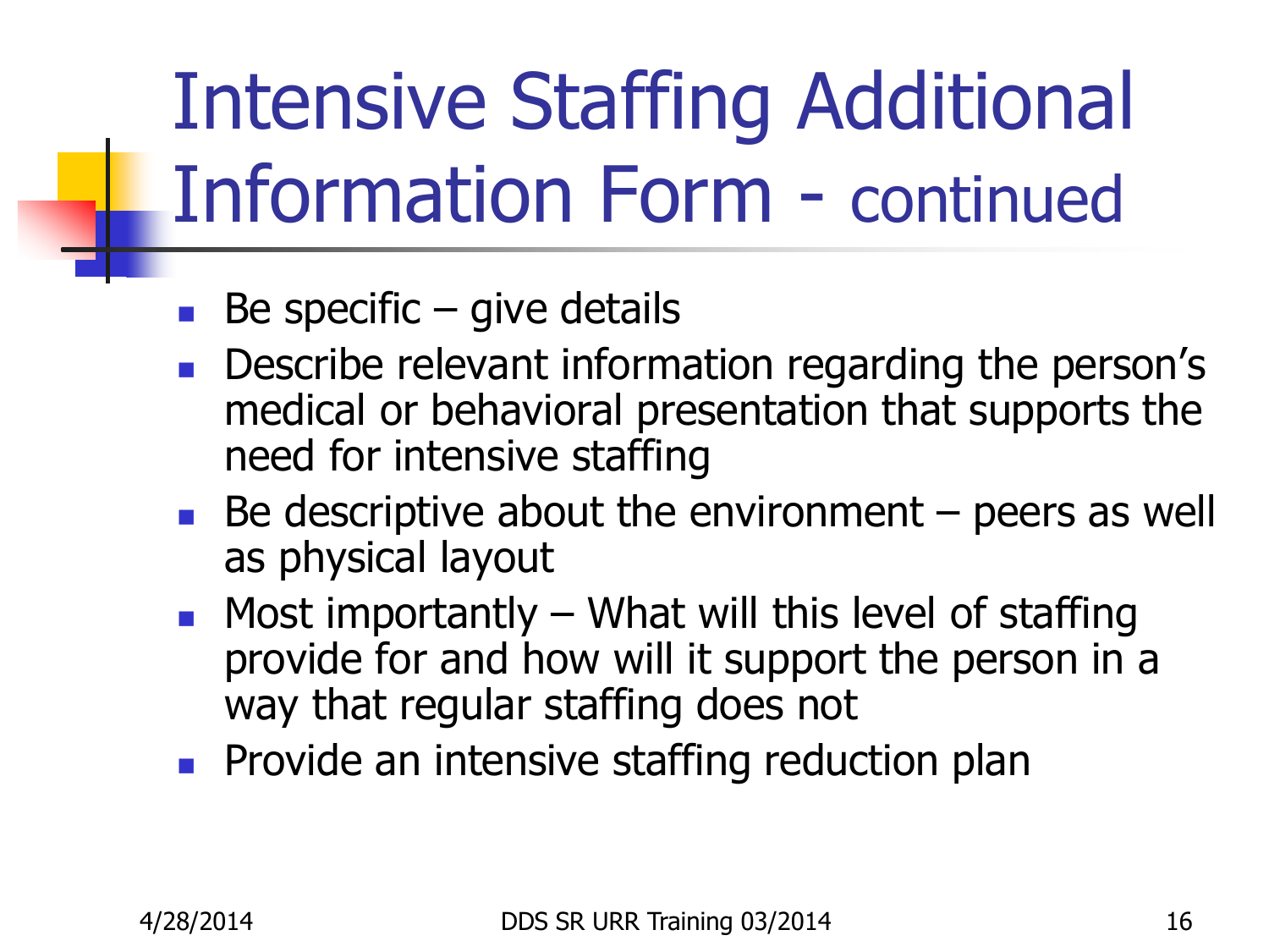# Intensive Staffing Additional Information Form - continued

- Be specific – give details
- Describe relevant information regarding the person's medical or behavioral presentation that supports the need for intensive staffing
- Be descriptive about the environment – peers as well as physical layout
- Most importantly – What will this level of staffing provide for and how will it support the person in a way that regular staffing does not
- Provide an intensive staffing reduction plan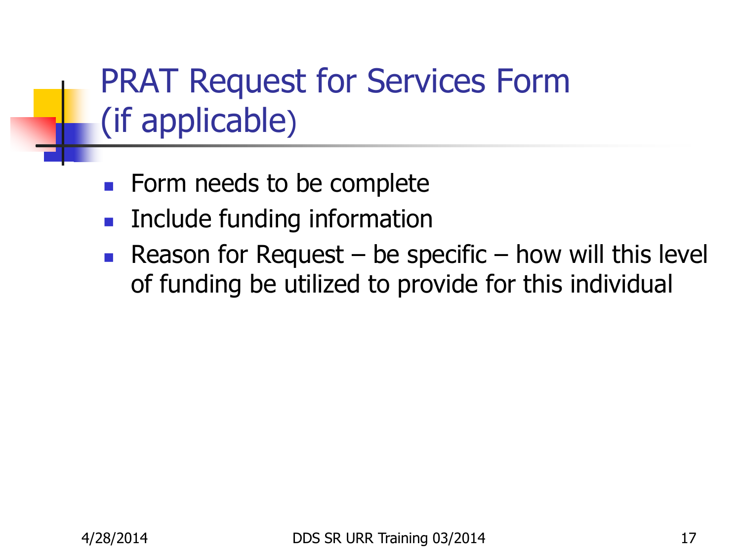# PRAT Request for Services Form (if applicable)

- Form needs to be complete
- Include funding information
- Reason for Request – be specific – how will this level of funding be utilized to provide for this individual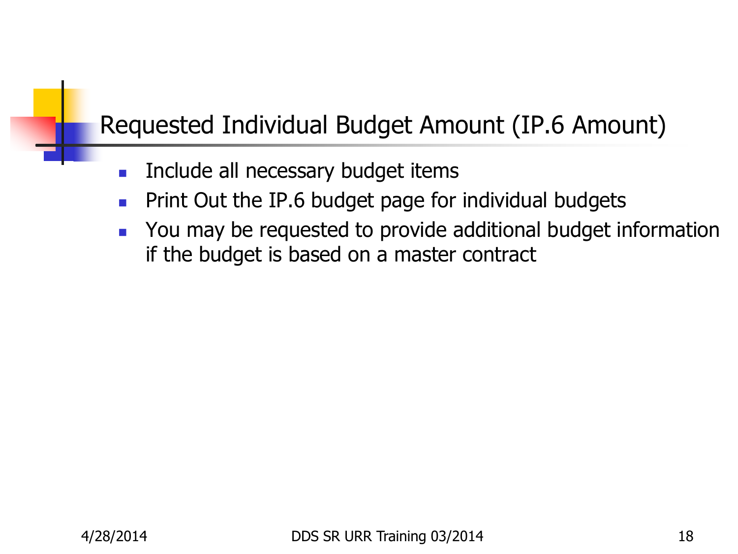## Requested Individual Budget Amount (IP.6 Amount)

- Include all necessary budget items
- Print Out the IP.6 budget page for individual budgets
- You may be requested to provide additional budget information if the budget is based on a master contract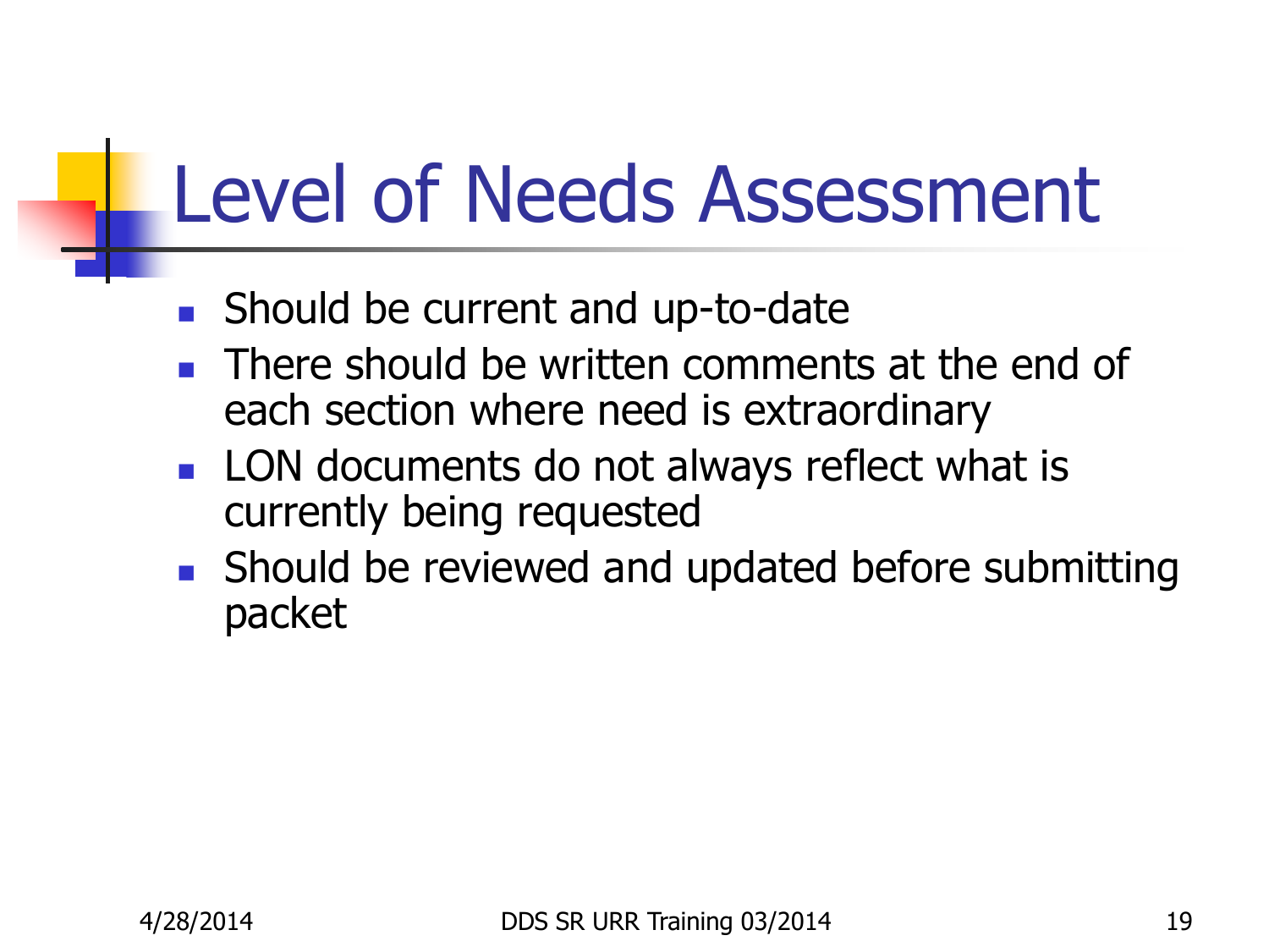# Level of Needs Assessment

- Should be current and up-to-date
- There should be written comments at the end of each section where need is extraordinary
- LON documents do not always reflect what is currently being requested
- Should be reviewed and updated before submitting packet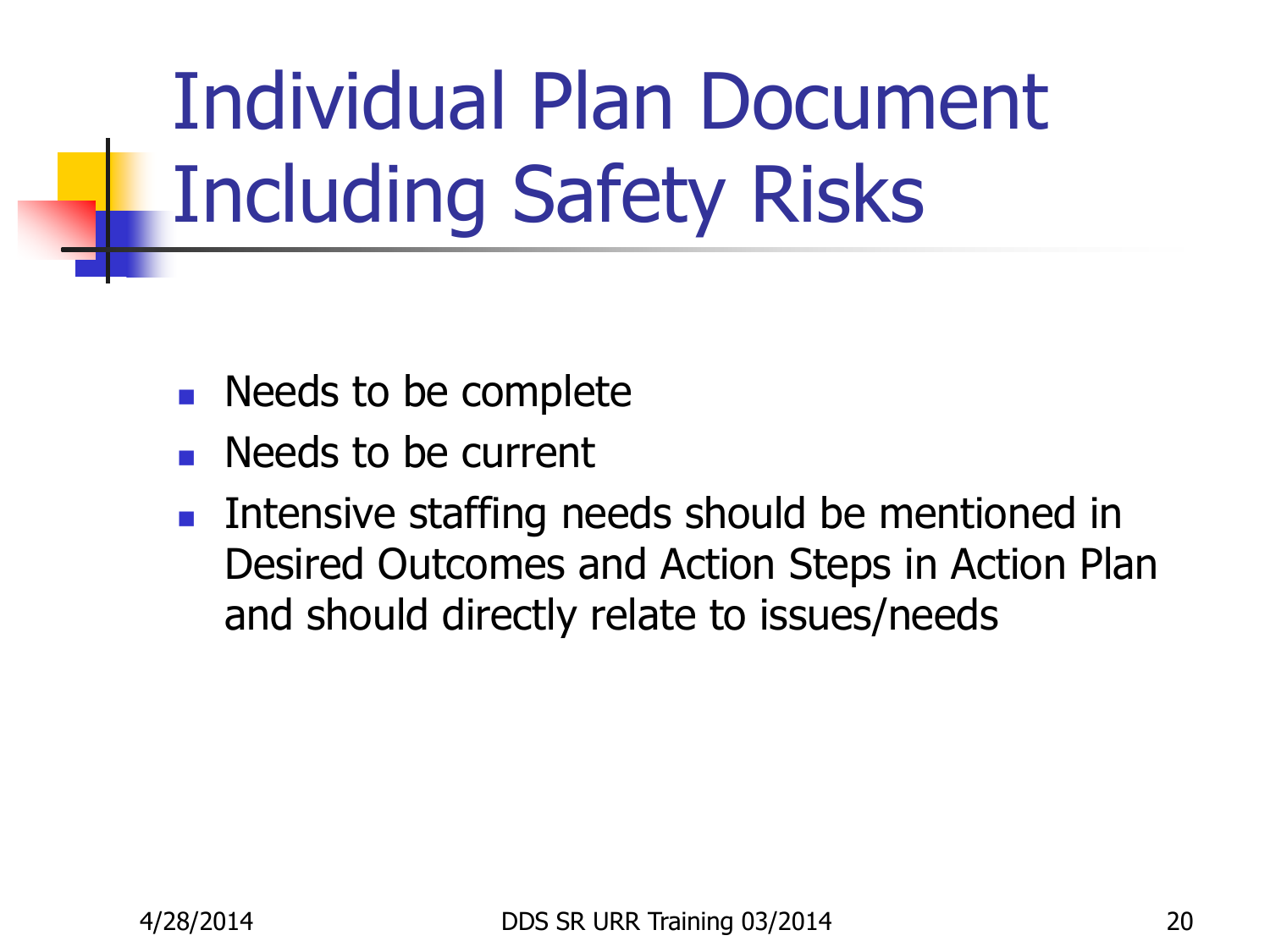# Individual Plan Document Including Safety Risks

- Needs to be complete
- Needs to be current
- Intensive staffing needs should be mentioned in Desired Outcomes and Action Steps in Action Plan and should directly relate to issues/needs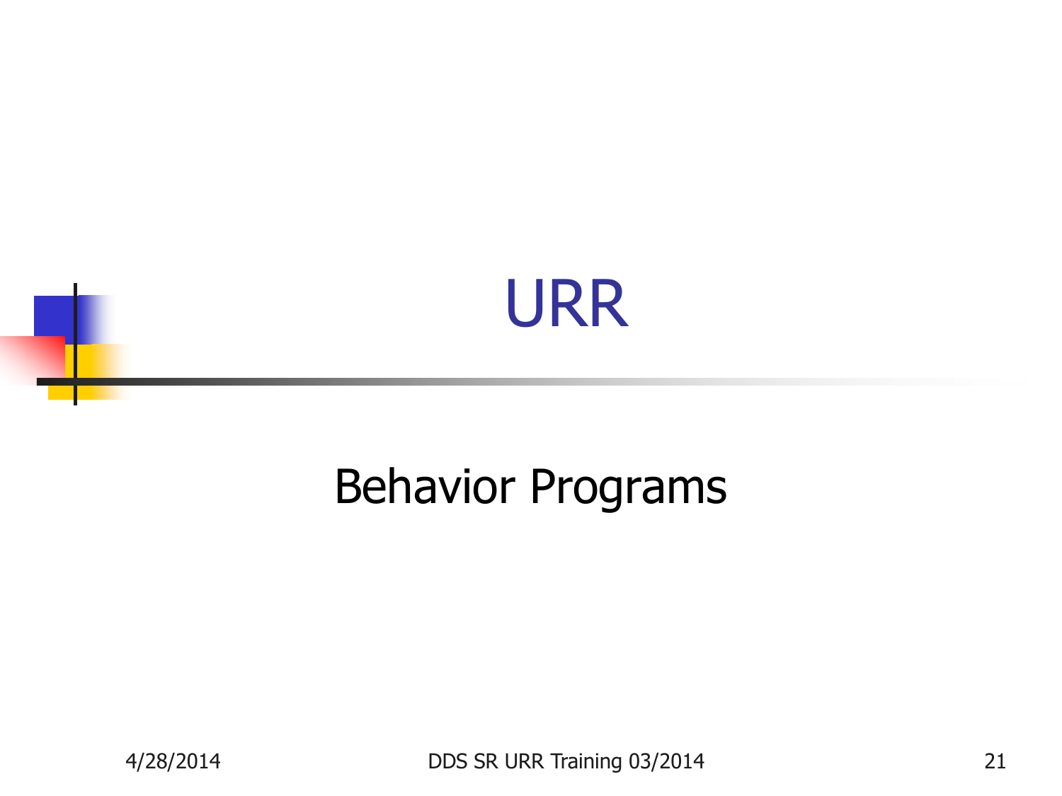# URR

Behavior Programs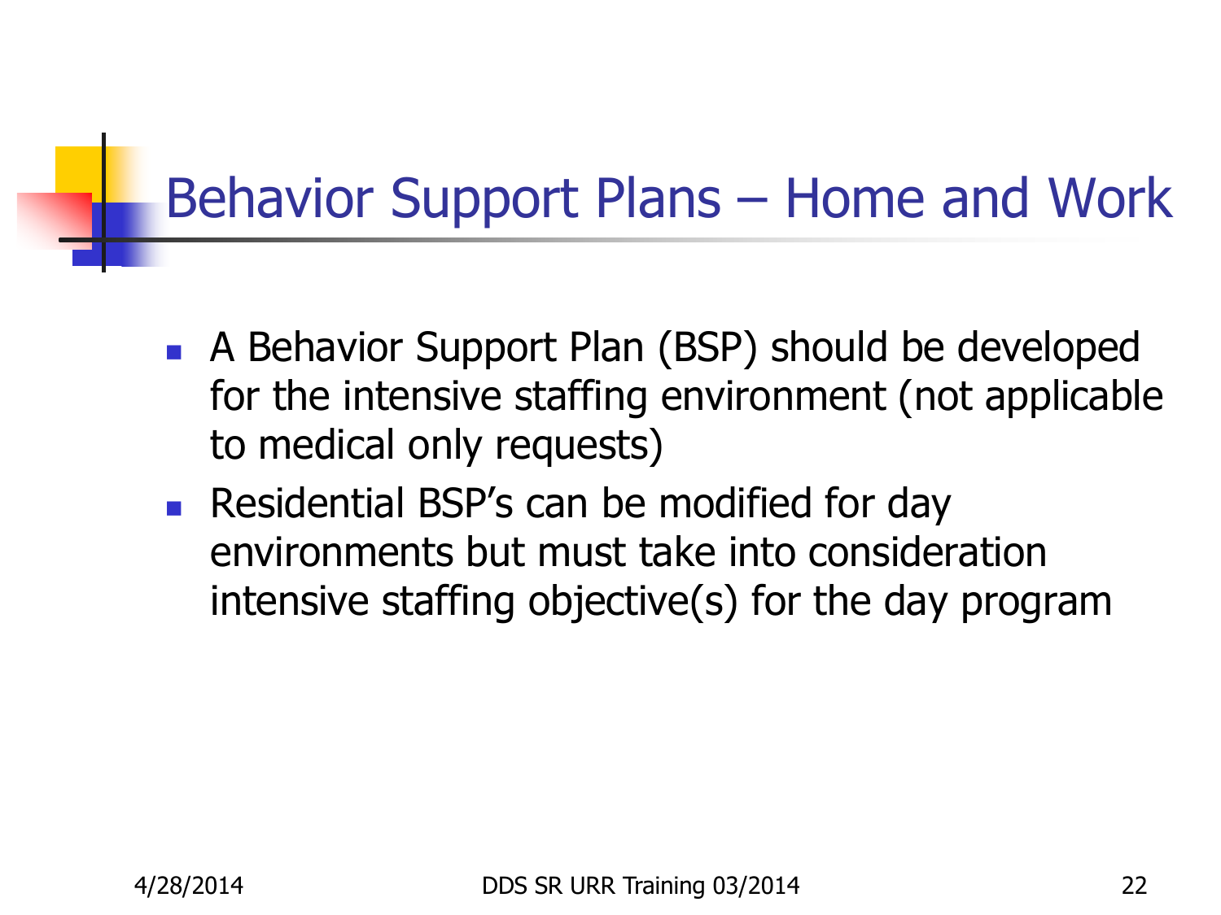# Behavior Support Plans – Home and Work

- A Behavior Support Plan (BSP) should be developed for the intensive staffing environment (not applicable to medical only requests)
- Residential BSP's can be modified for day environments but must take into consideration intensive staffing objective(s) for the day program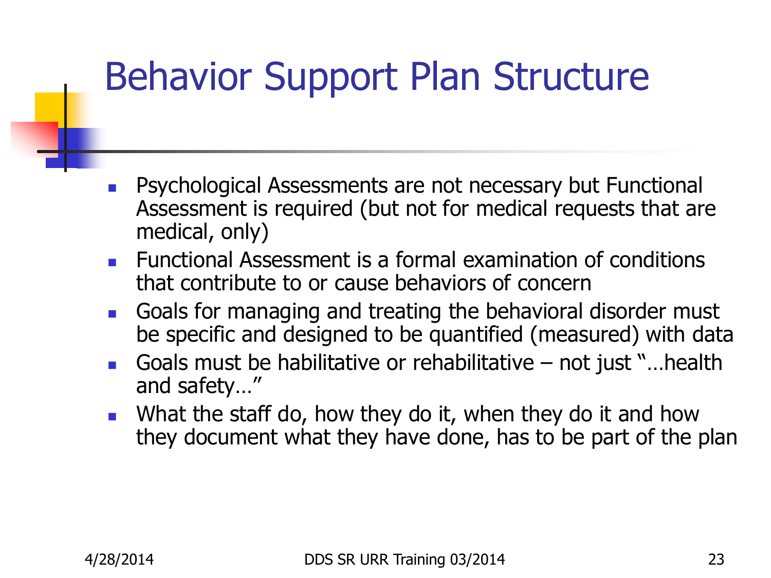# Behavior Support Plan Structure

- Psychological Assessments are not necessary but Functional Assessment is required (but not for medical requests that are medical, only)
- Functional Assessment is a formal examination of conditions that contribute to or cause behaviors of concern
- Goals for managing and treating the behavioral disorder must be specific and designed to be quantified (measured) with data
- Goals must be habilitative or rehabilitative – not just "…health and safety…"
- What the staff do, how they do it, when they do it and how they document what they have done, has to be part of the plan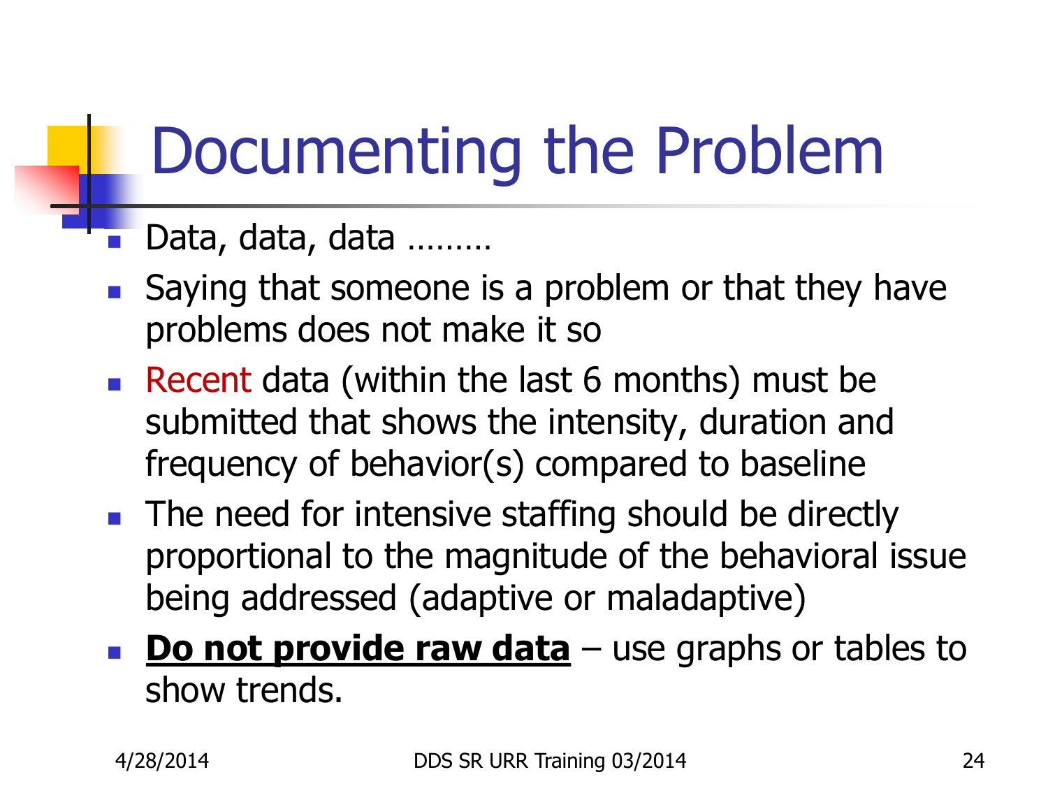# Documenting the Problem

- Data, data, data ………
- Saying that someone is a problem or that they have problems does not make it so
- Recent data (within the last 6 months) must be submitted that shows the intensity, duration and frequency of behavior(s) compared to baseline
- The need for intensive staffing should be directly proportional to the magnitude of the behavioral issue being addressed (adaptive or maladaptive)
- **<u>Do not provide raw data</u>** – use graphs or tables to show trends.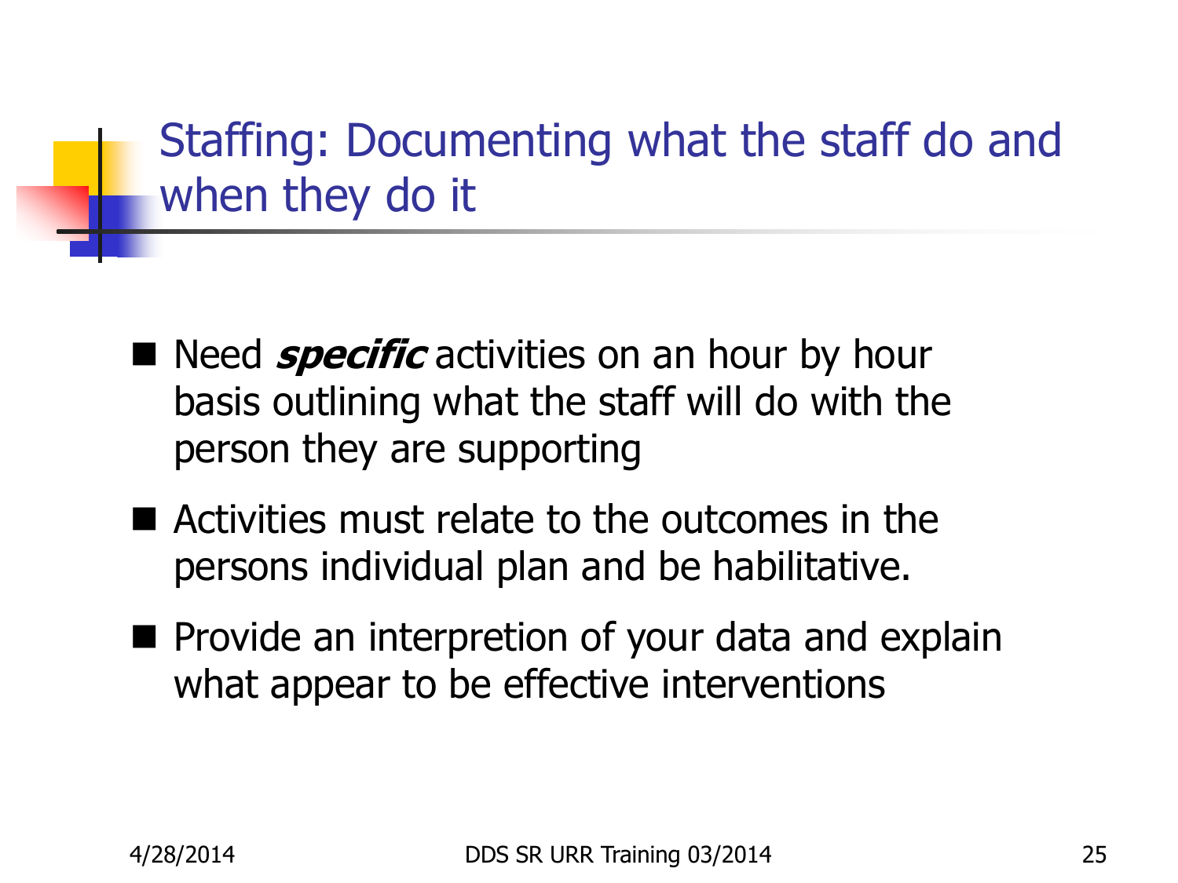# Staffing: Documenting what the staff do and when they do it

- Need ***specific*** activities on an hour by hour basis outlining what the staff will do with the person they are supporting
- Activities must relate to the outcomes in the persons individual plan and be habilitative.
- Provide an interpretion of your data and explain what appear to be effective interventions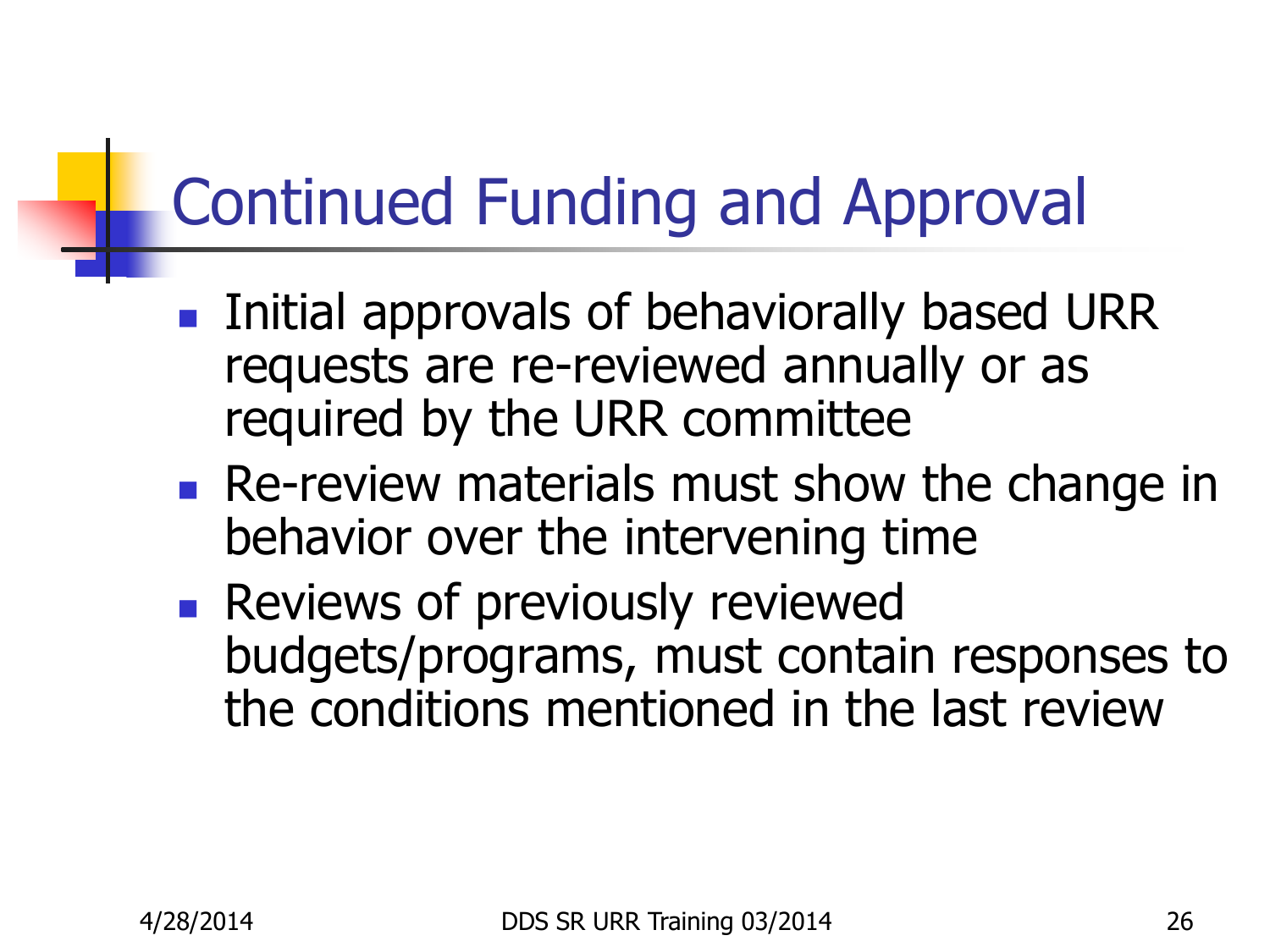# Continued Funding and Approval

- Initial approvals of behaviorally based URR requests are re-reviewed annually or as required by the URR committee
- Re-review materials must show the change in behavior over the intervening time
- Reviews of previously reviewed budgets/programs, must contain responses to the conditions mentioned in the last review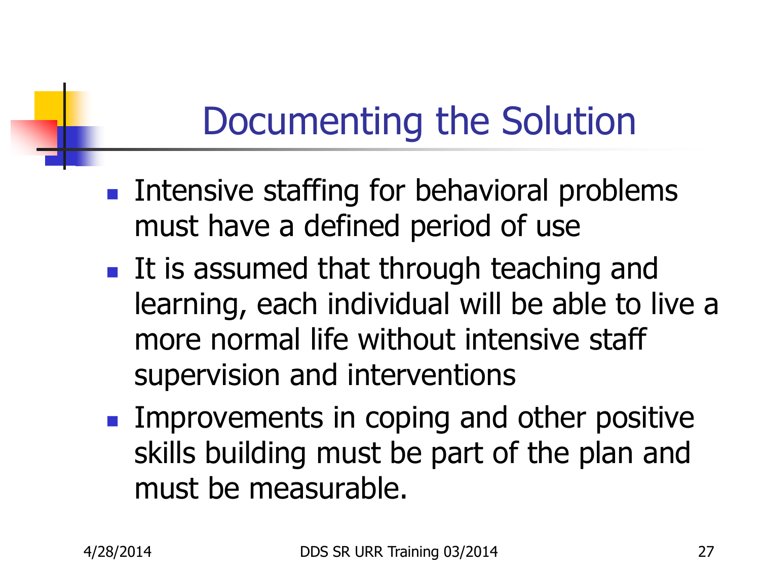# Documenting the Solution

- Intensive staffing for behavioral problems must have a defined period of use
- It is assumed that through teaching and learning, each individual will be able to live a more normal life without intensive staff supervision and interventions
- Improvements in coping and other positive skills building must be part of the plan and must be measurable.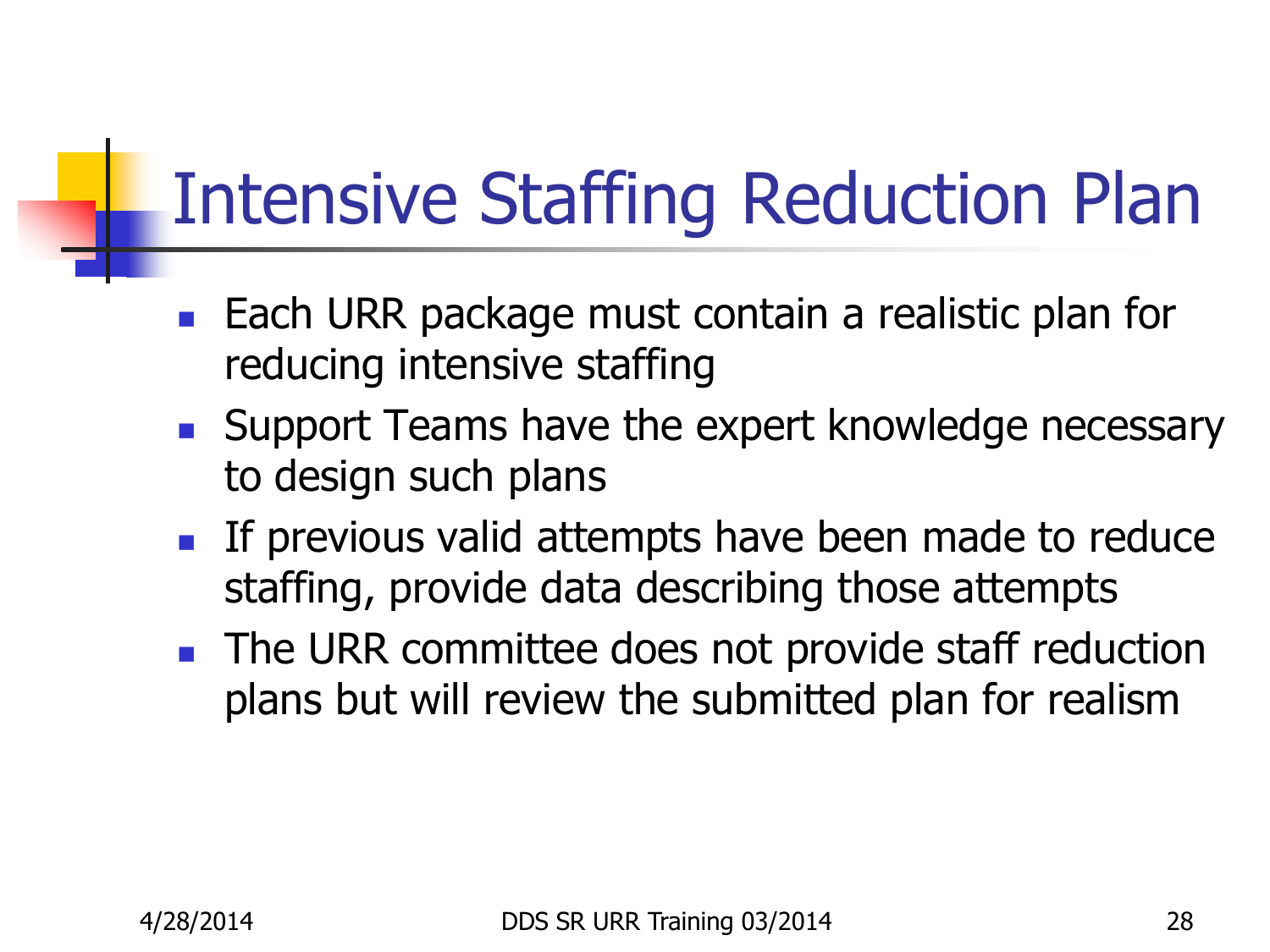# Intensive Staffing Reduction Plan

- Each URR package must contain a realistic plan for reducing intensive staffing
- Support Teams have the expert knowledge necessary to design such plans
- If previous valid attempts have been made to reduce staffing, provide data describing those attempts
- The URR committee does not provide staff reduction plans but will review the submitted plan for realism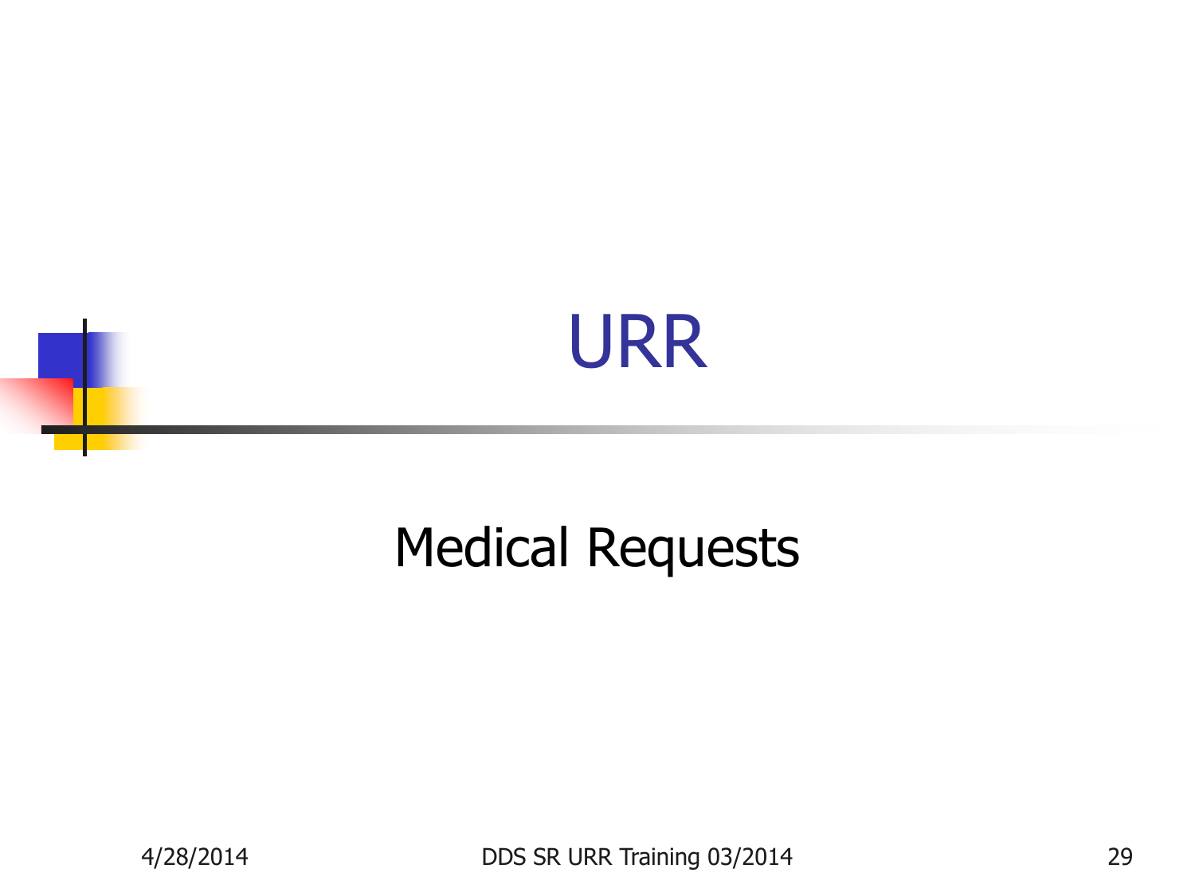# URR

Medical Requests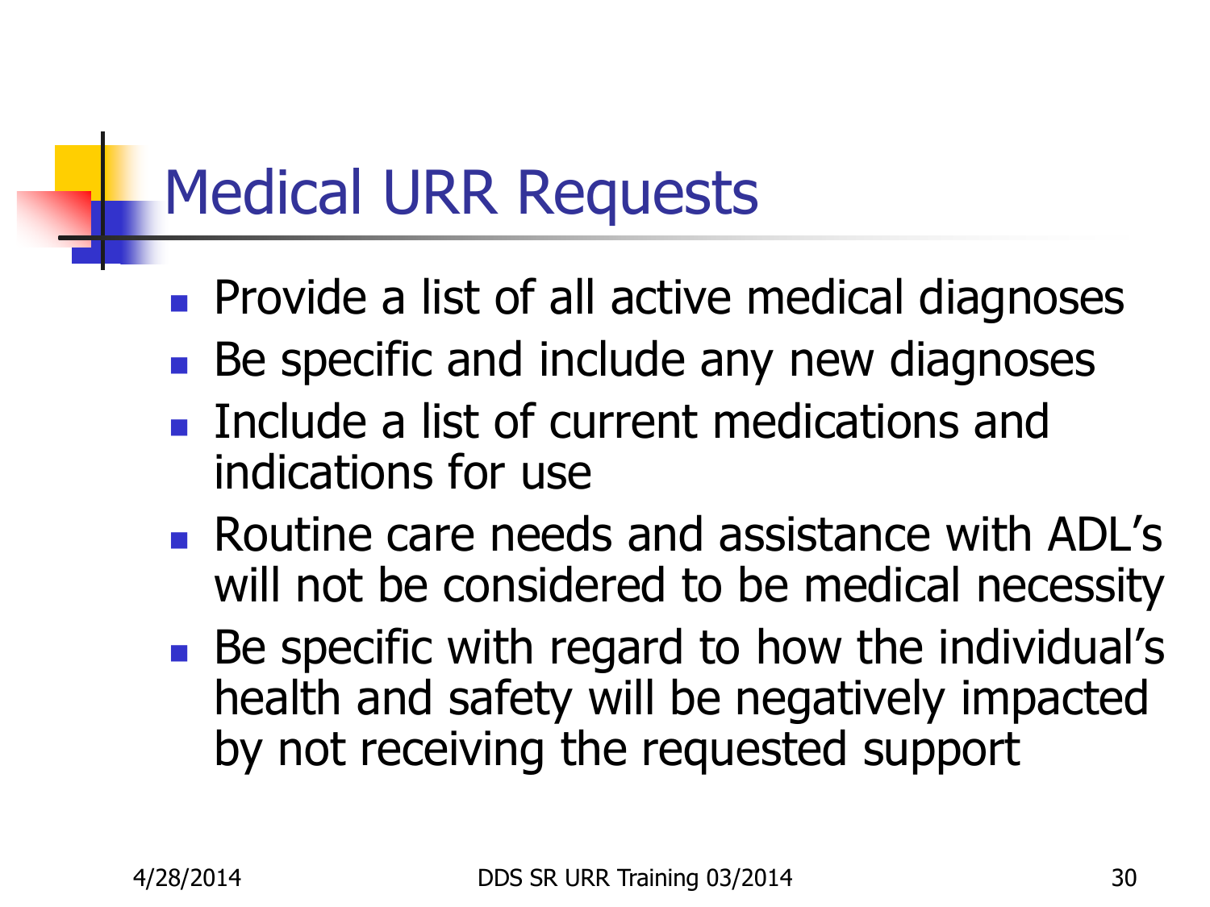# Medical URR Requests

- Provide a list of all active medical diagnoses
- Be specific and include any new diagnoses
- Include a list of current medications and indications for use
- Routine care needs and assistance with ADL's will not be considered to be medical necessity
- Be specific with regard to how the individual's health and safety will be negatively impacted by not receiving the requested support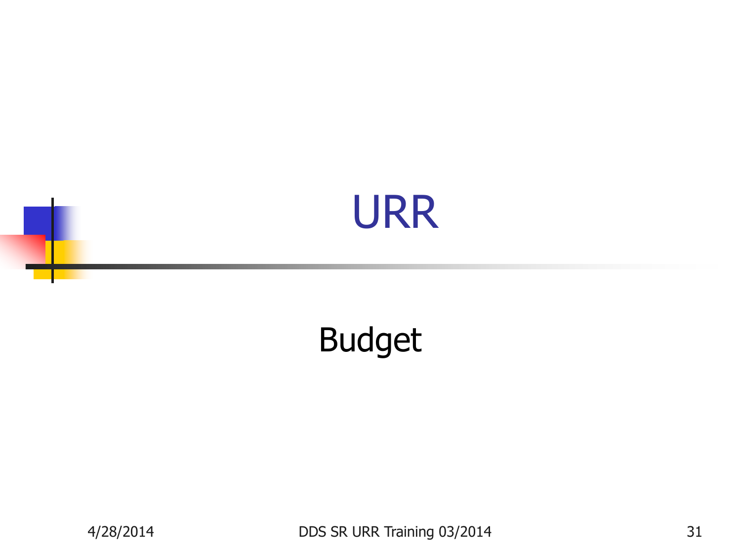# URR

Budget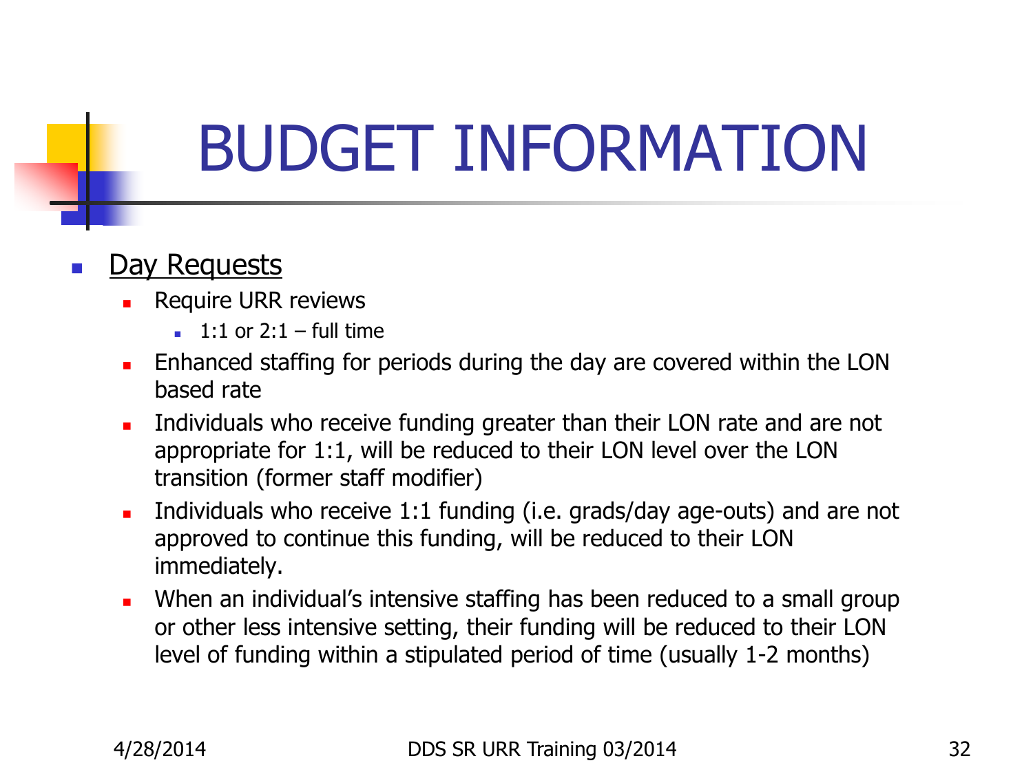# BUDGET INFORMATION

- Day Requests
  - Require URR reviews
    - 1:1 or 2:1 – full time
  - Enhanced staffing for periods during the day are covered within the LON based rate
  - Individuals who receive funding greater than their LON rate and are not appropriate for 1:1, will be reduced to their LON level over the LON transition (former staff modifier)
  - Individuals who receive 1:1 funding (i.e. grads/day age-outs) and are not approved to continue this funding, will be reduced to their LON immediately.
  - When an individual's intensive staffing has been reduced to a small group or other less intensive setting, their funding will be reduced to their LON level of funding within a stipulated period of time (usually 1-2 months)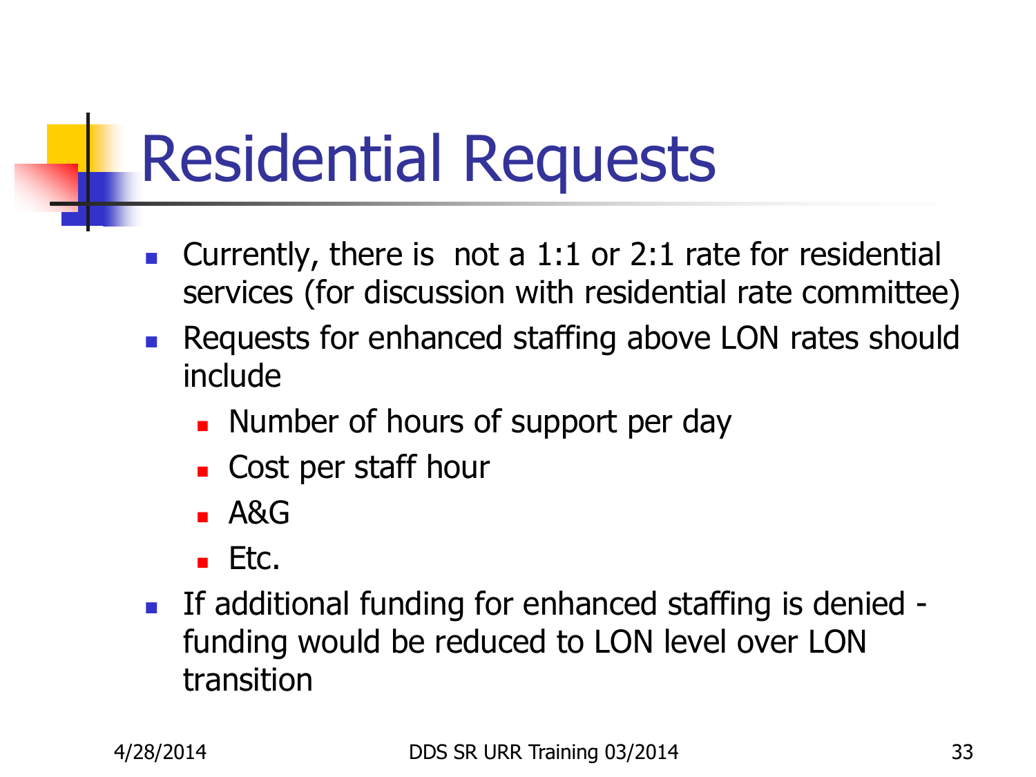# Residential Requests

- Currently, there is not a 1:1 or 2:1 rate for residential services (for discussion with residential rate committee)
- Requests for enhanced staffing above LON rates should include
  - Number of hours of support per day
  - Cost per staff hour
  - A&G
  - Etc.
- If additional funding for enhanced staffing is denied - funding would be reduced to LON level over LON transition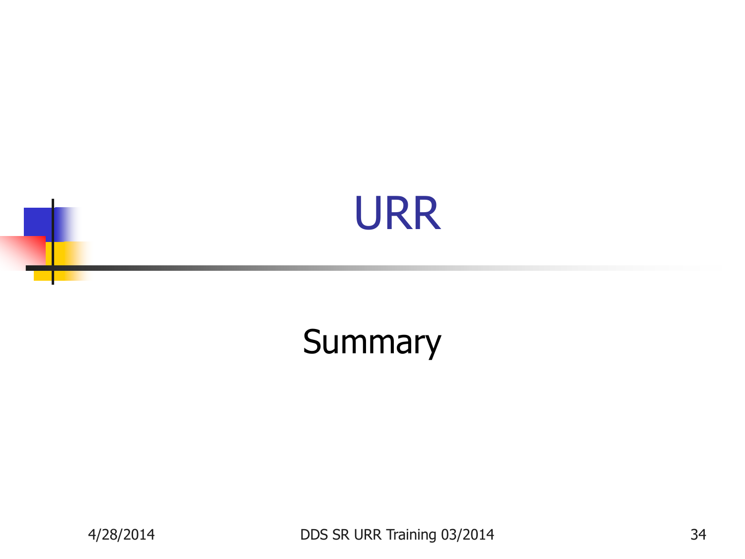# URR

Summary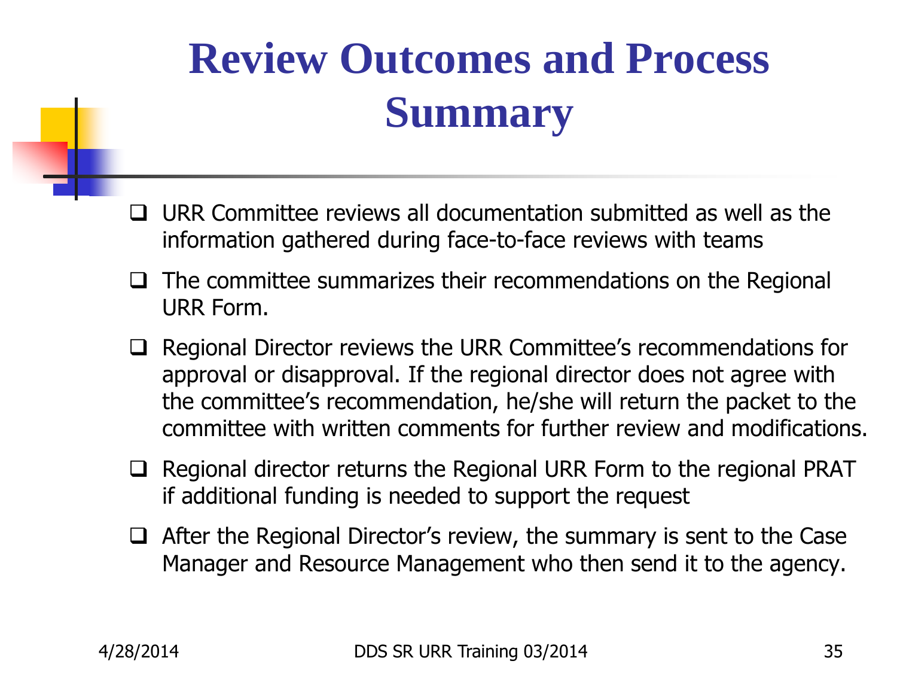# Review Outcomes and Process Summary

- URR Committee reviews all documentation submitted as well as the information gathered during face-to-face reviews with teams
- The committee summarizes their recommendations on the Regional URR Form.
- Regional Director reviews the URR Committee's recommendations for approval or disapproval. If the regional director does not agree with the committee's recommendation, he/she will return the packet to the committee with written comments for further review and modifications.
- Regional director returns the Regional URR Form to the regional PRAT if additional funding is needed to support the request
- After the Regional Director's review, the summary is sent to the Case Manager and Resource Management who then send it to the agency.